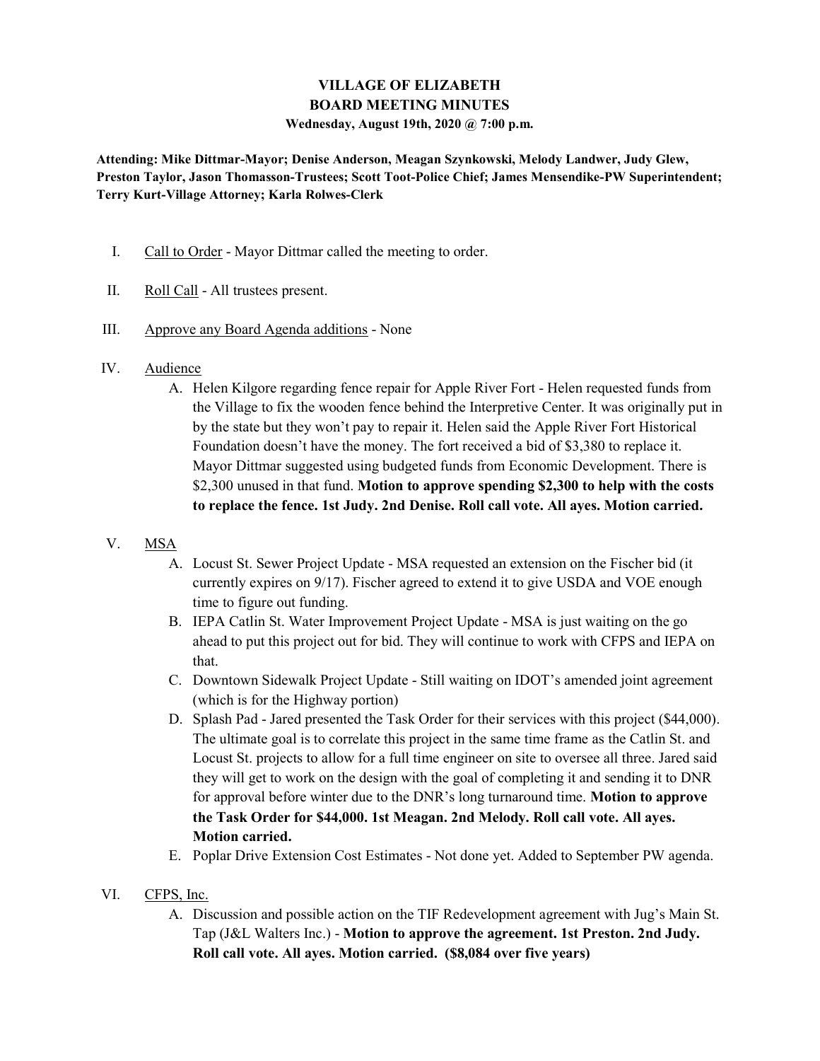# VILLAGE OF ELIZABETH
## BOARD MEETING MINUTES
**Wednesday, August 19th, 2020 @ 7:00 p.m.**

**Attending: Mike Dittmar-Mayor; Denise Anderson, Meagan Szynkowski, Melody Landwer, Judy Glew, Preston Taylor, Jason Thomasson-Trustees; Scott Toot-Police Chief; James Mensendike-PW Superintendent; Terry Kurt-Village Attorney; Karla Rolwes-Clerk**

I. Call to Order - Mayor Dittmar called the meeting to order.

II. Roll Call - All trustees present.

III. Approve any Board Agenda additions - None

IV. Audience
   A. Helen Kilgore regarding fence repair for Apple River Fort - Helen requested funds from the Village to fix the wooden fence behind the Interpretive Center. It was originally put in by the state but they won't pay to repair it. Helen said the Apple River Fort Historical Foundation doesn't have the money. The fort received a bid of $3,380 to replace it. Mayor Dittmar suggested using budgeted funds from Economic Development. There is $2,300 unused in that fund. **Motion to approve spending $2,300 to help with the costs to replace the fence. 1st Judy. 2nd Denise. Roll call vote. All ayes. Motion carried.**

V. MSA
   A. Locust St. Sewer Project Update - MSA requested an extension on the Fischer bid (it currently expires on 9/17). Fischer agreed to extend it to give USDA and VOE enough time to figure out funding.
   B. IEPA Catlin St. Water Improvement Project Update - MSA is just waiting on the go ahead to put this project out for bid. They will continue to work with CFPS and IEPA on that.
   C. Downtown Sidewalk Project Update - Still waiting on IDOT's amended joint agreement (which is for the Highway portion)
   D. Splash Pad - Jared presented the Task Order for their services with this project ($44,000). The ultimate goal is to correlate this project in the same time frame as the Catlin St. and Locust St. projects to allow for a full time engineer on site to oversee all three. Jared said they will get to work on the design with the goal of completing it and sending it to DNR for approval before winter due to the DNR's long turnaround time. **Motion to approve the Task Order for $44,000. 1st Meagan. 2nd Melody. Roll call vote. All ayes. Motion carried.**
   E. Poplar Drive Extension Cost Estimates - Not done yet. Added to September PW agenda.

VI. CFPS, Inc.
   A. Discussion and possible action on the TIF Redevelopment agreement with Jug's Main St. Tap (J&L Walters Inc.) - **Motion to approve the agreement. 1st Preston. 2nd Judy. Roll call vote. All ayes. Motion carried. ($8,084 over five years)**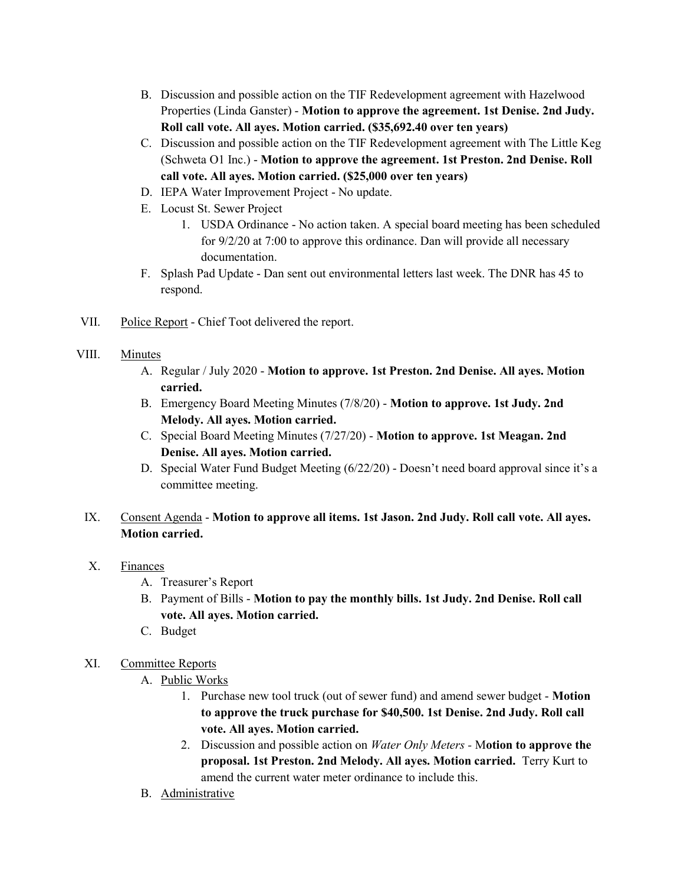B. Discussion and possible action on the TIF Redevelopment agreement with Hazelwood Properties (Linda Ganster) - **Motion to approve the agreement. 1st Denise. 2nd Judy. Roll call vote. All ayes. Motion carried. ($35,692.40 over ten years)**

C. Discussion and possible action on the TIF Redevelopment agreement with The Little Keg (Schweta O1 Inc.) - **Motion to approve the agreement. 1st Preston. 2nd Denise. Roll call vote. All ayes. Motion carried. ($25,000 over ten years)**

D. IEPA Water Improvement Project - No update.

E. Locust St. Sewer Project
   1. USDA Ordinance - No action taken. A special board meeting has been scheduled for 9/2/20 at 7:00 to approve this ordinance. Dan will provide all necessary documentation.

F. Splash Pad Update - Dan sent out environmental letters last week. The DNR has 45 to respond.

VII. Police Report - Chief Toot delivered the report.

VIII. Minutes

A. Regular / July 2020 - **Motion to approve. 1st Preston. 2nd Denise. All ayes. Motion carried.**

B. Emergency Board Meeting Minutes (7/8/20) - **Motion to approve. 1st Judy. 2nd Melody. All ayes. Motion carried.**

C. Special Board Meeting Minutes (7/27/20) - **Motion to approve. 1st Meagan. 2nd Denise. All ayes. Motion carried.**

D. Special Water Fund Budget Meeting (6/22/20) - Doesn't need board approval since it's a committee meeting.

IX. Consent Agenda - **Motion to approve all items. 1st Jason. 2nd Judy. Roll call vote. All ayes. Motion carried.**

X. Finances

A. Treasurer's Report

B. Payment of Bills - **Motion to pay the monthly bills. 1st Judy. 2nd Denise. Roll call vote. All ayes. Motion carried.**

C. Budget

XI. Committee Reports

A. Public Works
   1. Purchase new tool truck (out of sewer fund) and amend sewer budget - **Motion to approve the truck purchase for $40,500. 1st Denise. 2nd Judy. Roll call vote. All ayes. Motion carried.**
   2. Discussion and possible action on *Water Only Meters* - **Motion to approve the proposal. 1st Preston. 2nd Melody. All ayes. Motion carried.** Terry Kurt to amend the current water meter ordinance to include this.

B. Administrative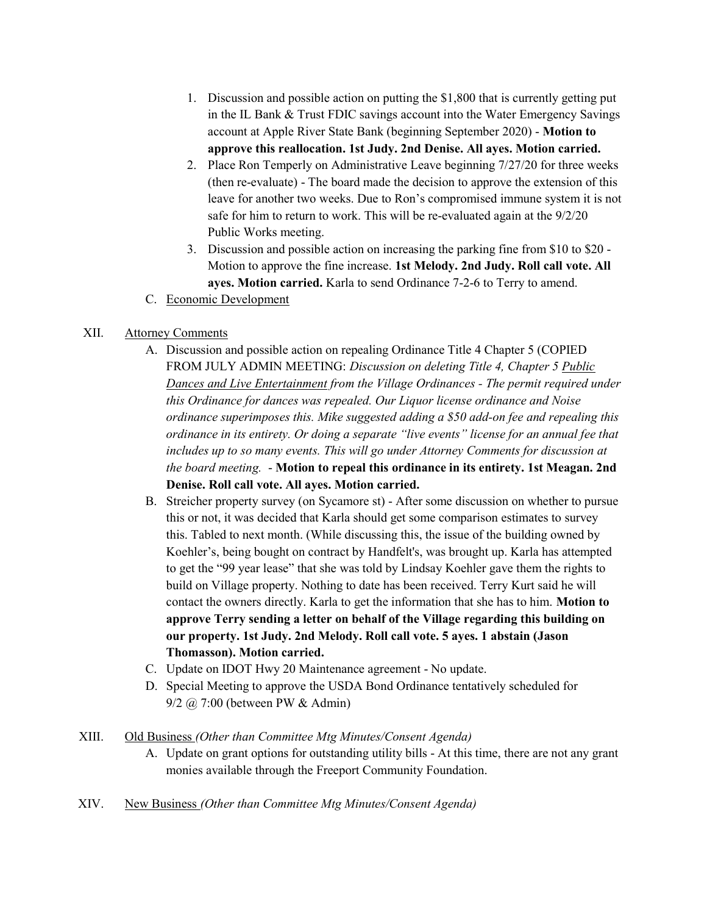1. Discussion and possible action on putting the $1,800 that is currently getting put in the IL Bank & Trust FDIC savings account into the Water Emergency Savings account at Apple River State Bank (beginning September 2020) - **Motion to approve this reallocation. 1st Judy. 2nd Denise. All ayes. Motion carried.**
2. Place Ron Temperly on Administrative Leave beginning 7/27/20 for three weeks (then re-evaluate) - The board made the decision to approve the extension of this leave for another two weeks. Due to Ron's compromised immune system it is not safe for him to return to work. This will be re-evaluated again at the 9/2/20 Public Works meeting.
3. Discussion and possible action on increasing the parking fine from $10 to $20 - Motion to approve the fine increase. **1st Melody. 2nd Judy. Roll call vote. All ayes. Motion carried.** Karla to send Ordinance 7-2-6 to Terry to amend.

C. <u>Economic Development</u>

XII. <u>Attorney Comments</u>

A. Discussion and possible action on repealing Ordinance Title 4 Chapter 5 (COPIED FROM JULY ADMIN MEETING: *Discussion on deleting Title 4, Chapter 5 <u>Public Dances and Live Entertainment</u> from the Village Ordinances - The permit required under this Ordinance for dances was repealed. Our Liquor license ordinance and Noise ordinance superimposes this. Mike suggested adding a $50 add-on fee and repealing this ordinance in its entirety. Or doing a separate "live events" license for an annual fee that includes up to so many events. This will go under Attorney Comments for discussion at the board meeting.* - **Motion to repeal this ordinance in its entirety. 1st Meagan. 2nd Denise. Roll call vote. All ayes. Motion carried.**

B. Streicher property survey (on Sycamore st) - After some discussion on whether to pursue this or not, it was decided that Karla should get some comparison estimates to survey this. Tabled to next month. (While discussing this, the issue of the building owned by Koehler's, being bought on contract by Handfelt's, was brought up. Karla has attempted to get the "99 year lease" that she was told by Lindsay Koehler gave them the rights to build on Village property. Nothing to date has been received. Terry Kurt said he will contact the owners directly. Karla to get the information that she has to him. **Motion to approve Terry sending a letter on behalf of the Village regarding this building on our property. 1st Judy. 2nd Melody. Roll call vote. 5 ayes. 1 abstain (Jason Thomasson). Motion carried.**

C. Update on IDOT Hwy 20 Maintenance agreement - No update.

D. Special Meeting to approve the USDA Bond Ordinance tentatively scheduled for 9/2 @ 7:00 (between PW & Admin)

XIII. <u>Old Business</u> *(Other than Committee Mtg Minutes/Consent Agenda)*

A. Update on grant options for outstanding utility bills - At this time, there are not any grant monies available through the Freeport Community Foundation.

XIV. <u>New Business</u> *(Other than Committee Mtg Minutes/Consent Agenda)*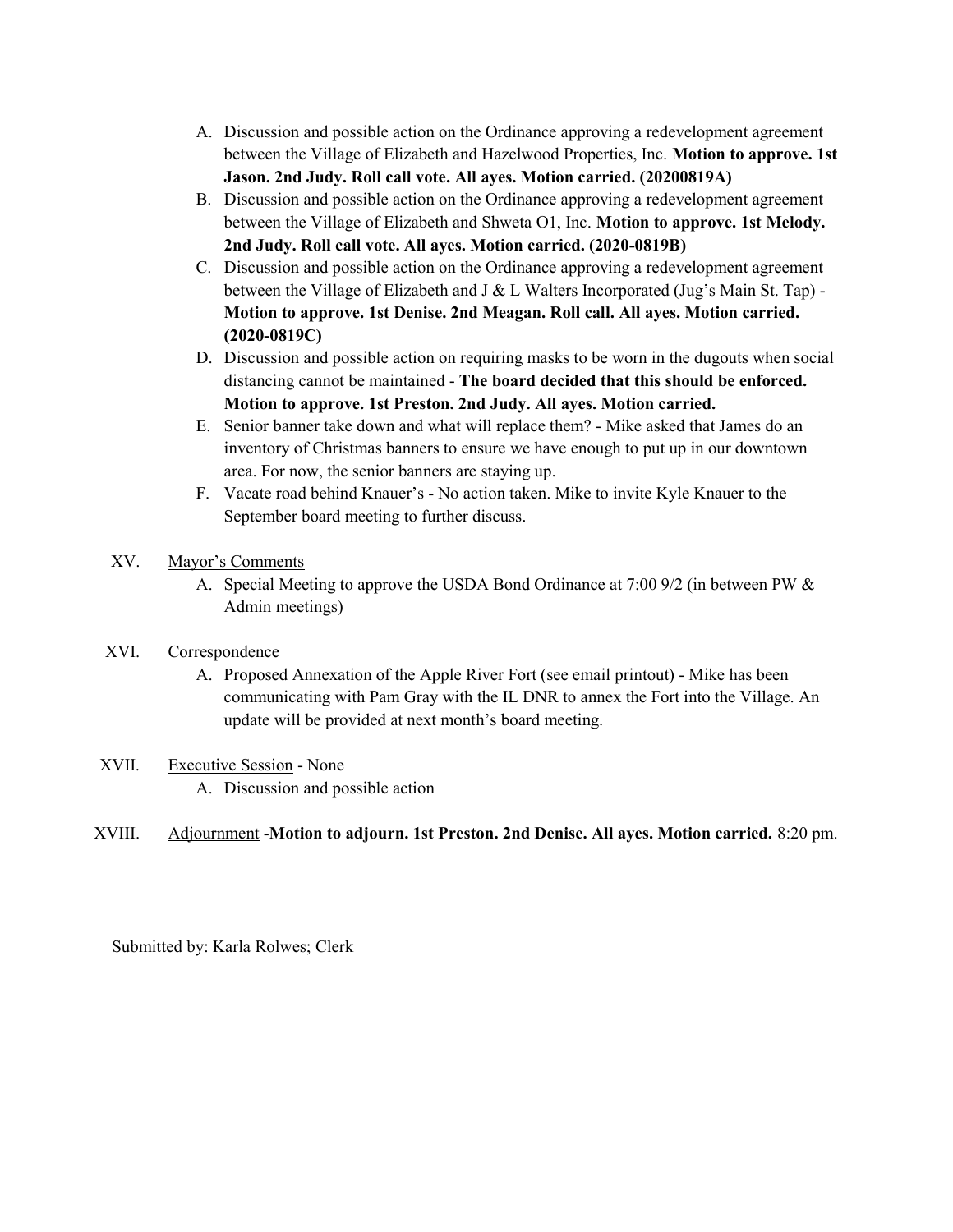A. Discussion and possible action on the Ordinance approving a redevelopment agreement between the Village of Elizabeth and Hazelwood Properties, Inc. **Motion to approve. 1st Jason. 2nd Judy. Roll call vote. All ayes. Motion carried. (20200819A)**
B. Discussion and possible action on the Ordinance approving a redevelopment agreement between the Village of Elizabeth and Shweta O1, Inc. **Motion to approve. 1st Melody. 2nd Judy. Roll call vote. All ayes. Motion carried. (2020-0819B)**
C. Discussion and possible action on the Ordinance approving a redevelopment agreement between the Village of Elizabeth and J & L Walters Incorporated (Jug's Main St. Tap) - **Motion to approve. 1st Denise. 2nd Meagan. Roll call. All ayes. Motion carried. (2020-0819C)**
D. Discussion and possible action on requiring masks to be worn in the dugouts when social distancing cannot be maintained - **The board decided that this should be enforced. Motion to approve. 1st Preston. 2nd Judy. All ayes. Motion carried.**
E. Senior banner take down and what will replace them? - Mike asked that James do an inventory of Christmas banners to ensure we have enough to put up in our downtown area. For now, the senior banners are staying up.
F. Vacate road behind Knauer's - No action taken. Mike to invite Kyle Knauer to the September board meeting to further discuss.

XV. Mayor's Comments

A. Special Meeting to approve the USDA Bond Ordinance at 7:00 9/2 (in between PW & Admin meetings)

XVI. Correspondence

A. Proposed Annexation of the Apple River Fort (see email printout) - Mike has been communicating with Pam Gray with the IL DNR to annex the Fort into the Village. An update will be provided at next month's board meeting.

XVII. Executive Session - None

A. Discussion and possible action

XVIII. Adjournment -**Motion to adjourn. 1st Preston. 2nd Denise. All ayes. Motion carried.** 8:20 pm.

Submitted by: Karla Rolwes; Clerk